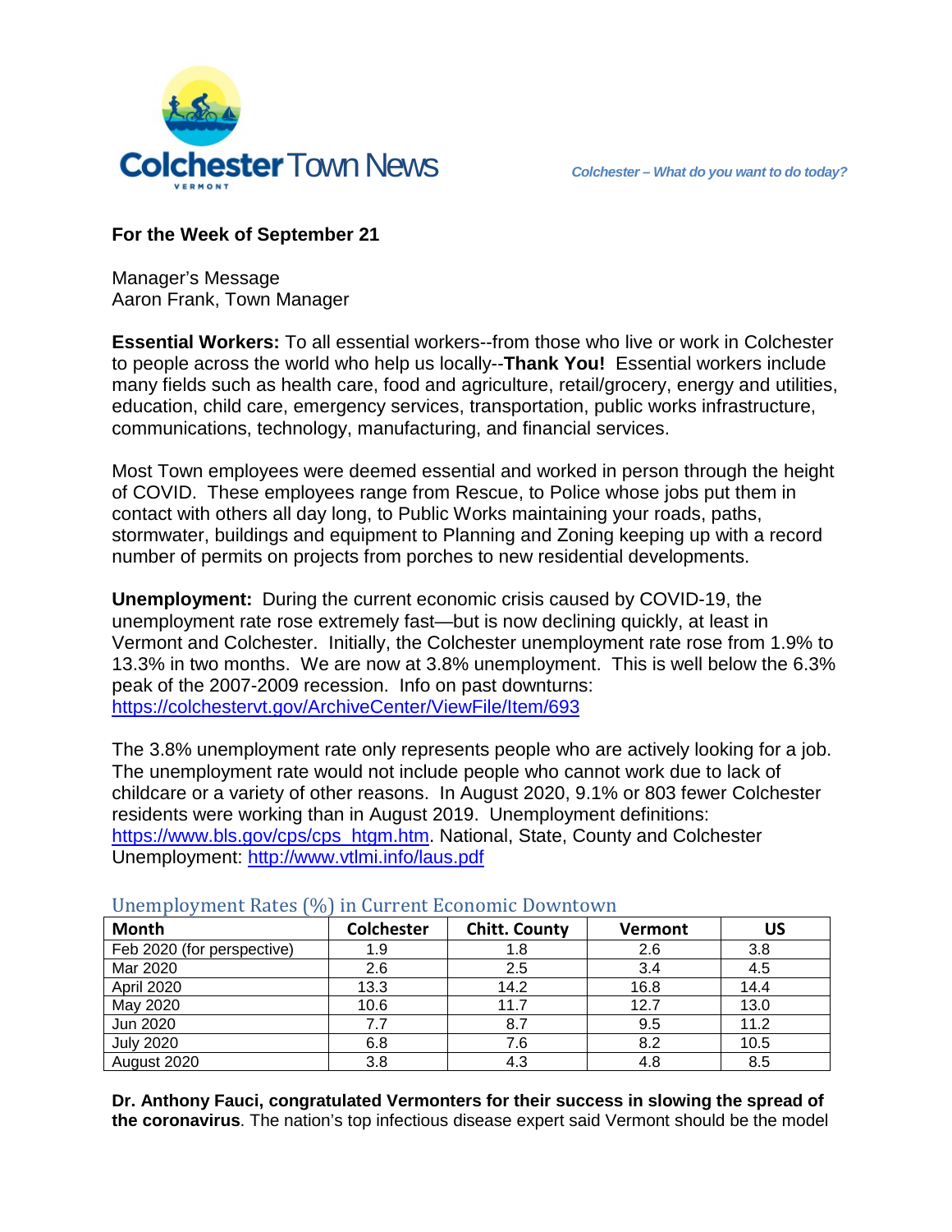# Colchester Town News

*Colchester – What do you want to do today?*

**For the Week of September 21**

Manager's Message
Aaron Frank, Town Manager

**Essential Workers:** To all essential workers--from those who live or work in Colchester to people across the world who help us locally--**Thank You!** Essential workers include many fields such as health care, food and agriculture, retail/grocery, energy and utilities, education, child care, emergency services, transportation, public works infrastructure, communications, technology, manufacturing, and financial services.

Most Town employees were deemed essential and worked in person through the height of COVID. These employees range from Rescue, to Police whose jobs put them in contact with others all day long, to Public Works maintaining your roads, paths, stormwater, buildings and equipment to Planning and Zoning keeping up with a record number of permits on projects from porches to new residential developments.

**Unemployment:** During the current economic crisis caused by COVID-19, the unemployment rate rose extremely fast—but is now declining quickly, at least in Vermont and Colchester. Initially, the Colchester unemployment rate rose from 1.9% to 13.3% in two months. We are now at 3.8% unemployment. This is well below the 6.3% peak of the 2007-2009 recession. Info on past downturns: https://colchestervt.gov/ArchiveCenter/ViewFile/Item/693

The 3.8% unemployment rate only represents people who are actively looking for a job. The unemployment rate would not include people who cannot work due to lack of childcare or a variety of other reasons. In August 2020, 9.1% or 803 fewer Colchester residents were working than in August 2019. Unemployment definitions: https://www.bls.gov/cps/cps_htgm.htm. National, State, County and Colchester Unemployment: http://www.vtlmi.info/laus.pdf

Unemployment Rates (%) in Current Economic Downtown

| Month | Colchester | Chitt. County | Vermont | US |
|---|---|---|---|---|
| Feb 2020 (for perspective) | 1.9 | 1.8 | 2.6 | 3.8 |
| Mar 2020 | 2.6 | 2.5 | 3.4 | 4.5 |
| April 2020 | 13.3 | 14.2 | 16.8 | 14.4 |
| May 2020 | 10.6 | 11.7 | 12.7 | 13.0 |
| Jun 2020 | 7.7 | 8.7 | 9.5 | 11.2 |
| July 2020 | 6.8 | 7.6 | 8.2 | 10.5 |
| August 2020 | 3.8 | 4.3 | 4.8 | 8.5 |

**Dr. Anthony Fauci, congratulated Vermonters for their success in slowing the spread of the coronavirus**. The nation's top infectious disease expert said Vermont should be the model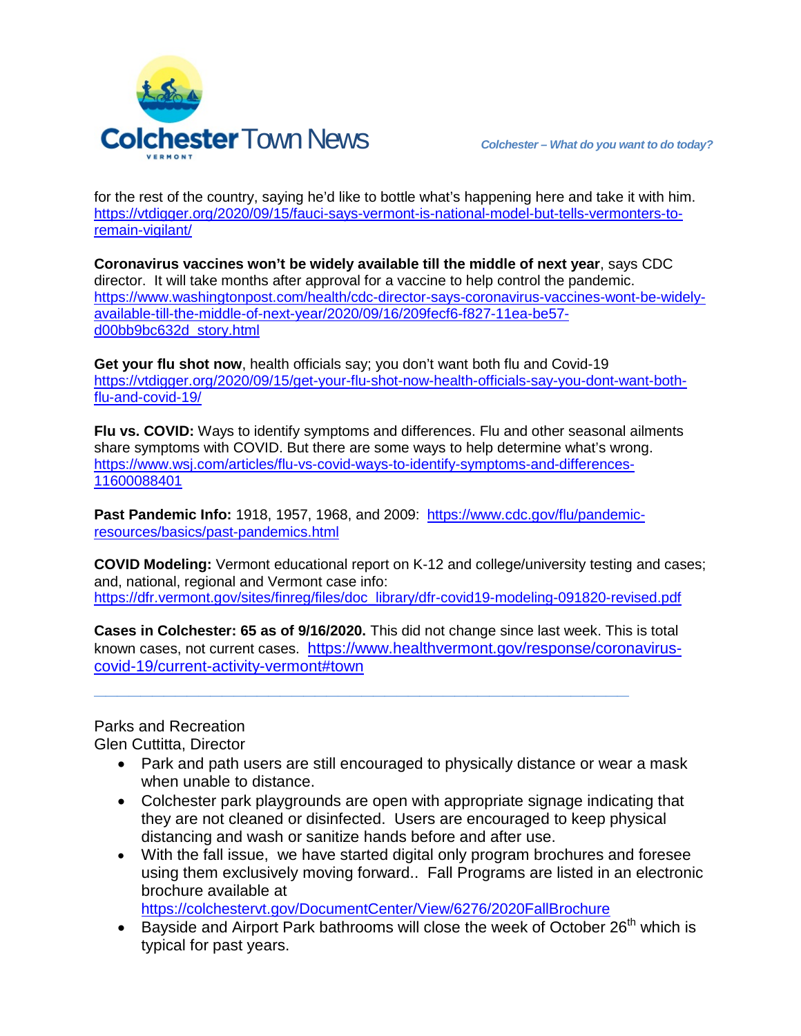for the rest of the country, saying he'd like to bottle what's happening here and take it with him. https://vtdigger.org/2020/09/15/fauci-says-vermont-is-national-model-but-tells-vermonters-to-remain-vigilant/

**Coronavirus vaccines won't be widely available till the middle of next year**, says CDC director. It will take months after approval for a vaccine to help control the pandemic. https://www.washingtonpost.com/health/cdc-director-says-coronavirus-vaccines-wont-be-widely-available-till-the-middle-of-next-year/2020/09/16/209fecf6-f827-11ea-be57-d00bb9bc632d_story.html

**Get your flu shot now**, health officials say; you don't want both flu and Covid-19 https://vtdigger.org/2020/09/15/get-your-flu-shot-now-health-officials-say-you-dont-want-both-flu-and-covid-19/

**Flu vs. COVID:** Ways to identify symptoms and differences. Flu and other seasonal ailments share symptoms with COVID. But there are some ways to help determine what's wrong. https://www.wsj.com/articles/flu-vs-covid-ways-to-identify-symptoms-and-differences-11600088401

**Past Pandemic Info:** 1918, 1957, 1968, and 2009: https://www.cdc.gov/flu/pandemic-resources/basics/past-pandemics.html

**COVID Modeling:** Vermont educational report on K-12 and college/university testing and cases; and, national, regional and Vermont case info: https://dfr.vermont.gov/sites/finreg/files/doc_library/dfr-covid19-modeling-091820-revised.pdf

**Cases in Colchester: 65 as of 9/16/2020.** This did not change since last week. This is total known cases, not current cases. https://www.healthvermont.gov/response/coronavirus-covid-19/current-activity-vermont#town

---

Parks and Recreation
Glen Cuttitta, Director

- Park and path users are still encouraged to physically distance or wear a mask when unable to distance.
- Colchester park playgrounds are open with appropriate signage indicating that they are not cleaned or disinfected. Users are encouraged to keep physical distancing and wash or sanitize hands before and after use.
- With the fall issue, we have started digital only program brochures and foresee using them exclusively moving forward.. Fall Programs are listed in an electronic brochure available at https://colchestervt.gov/DocumentCenter/View/6276/2020FallBrochure
- Bayside and Airport Park bathrooms will close the week of October 26th which is typical for past years.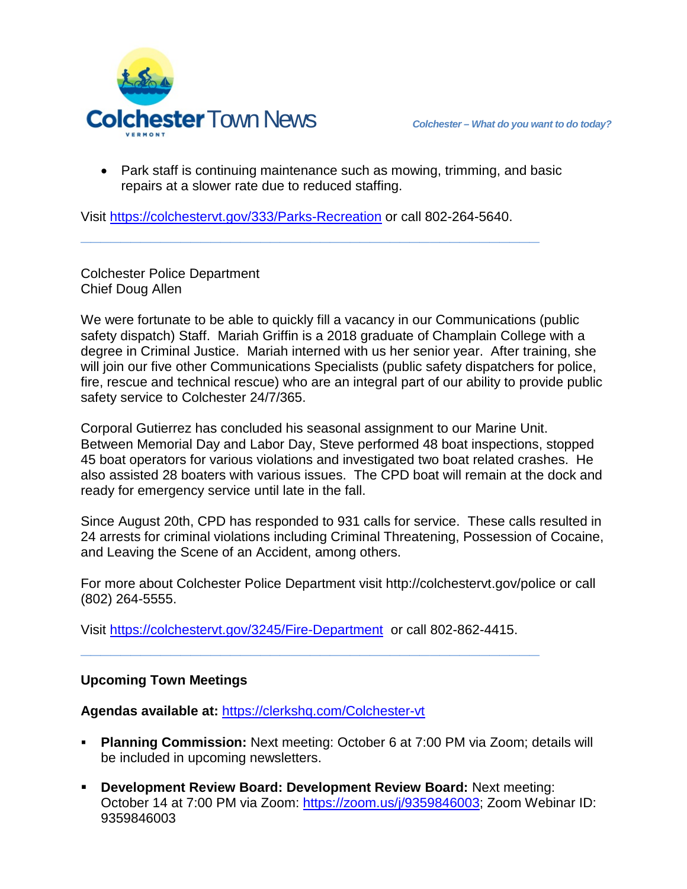- Park staff is continuing maintenance such as mowing, trimming, and basic repairs at a slower rate due to reduced staffing.

Visit https://colchestervt.gov/333/Parks-Recreation or call 802-264-5640.

---

Colchester Police Department
Chief Doug Allen

We were fortunate to be able to quickly fill a vacancy in our Communications (public safety dispatch) Staff. Mariah Griffin is a 2018 graduate of Champlain College with a degree in Criminal Justice. Mariah interned with us her senior year. After training, she will join our five other Communications Specialists (public safety dispatchers for police, fire, rescue and technical rescue) who are an integral part of our ability to provide public safety service to Colchester 24/7/365.

Corporal Gutierrez has concluded his seasonal assignment to our Marine Unit. Between Memorial Day and Labor Day, Steve performed 48 boat inspections, stopped 45 boat operators for various violations and investigated two boat related crashes. He also assisted 28 boaters with various issues. The CPD boat will remain at the dock and ready for emergency service until late in the fall.

Since August 20th, CPD has responded to 931 calls for service. These calls resulted in 24 arrests for criminal violations including Criminal Threatening, Possession of Cocaine, and Leaving the Scene of an Accident, among others.

For more about Colchester Police Department visit http://colchestervt.gov/police or call (802) 264-5555.

Visit https://colchestervt.gov/3245/Fire-Department or call 802-862-4415.

---

**Upcoming Town Meetings**

**Agendas available at:** https://clerkshq.com/Colchester-vt

- **Planning Commission:** Next meeting: October 6 at 7:00 PM via Zoom; details will be included in upcoming newsletters.
- **Development Review Board: Development Review Board:** Next meeting: October 14 at 7:00 PM via Zoom: https://zoom.us/j/9359846003; Zoom Webinar ID: 9359846003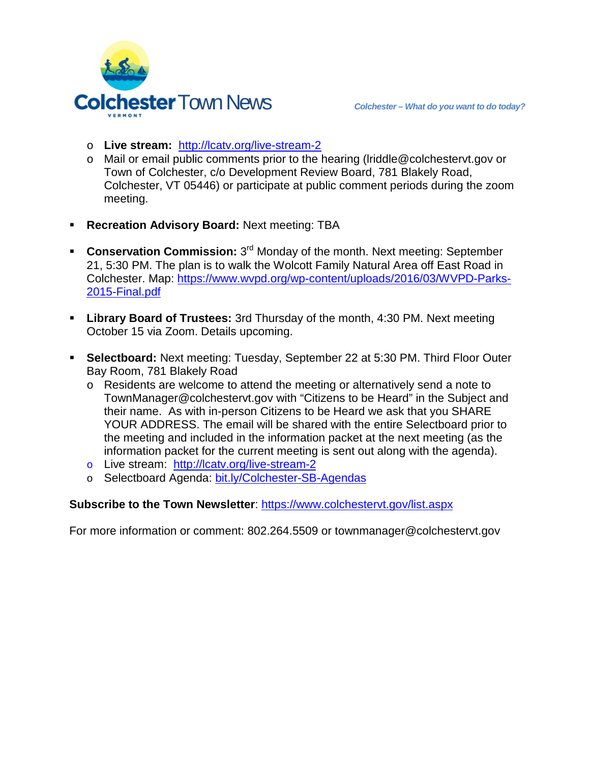- **Live stream:** http://lcatv.org/live-stream-2
- Mail or email public comments prior to the hearing (lriddle@colchestervt.gov or Town of Colchester, c/o Development Review Board, 781 Blakely Road, Colchester, VT 05446) or participate at public comment periods during the zoom meeting.

- **Recreation Advisory Board:** Next meeting: TBA

- **Conservation Commission:** 3rd Monday of the month. Next meeting: September 21, 5:30 PM. The plan is to walk the Wolcott Family Natural Area off East Road in Colchester. Map: https://www.wvpd.org/wp-content/uploads/2016/03/WVPD-Parks-2015-Final.pdf

- **Library Board of Trustees:** 3rd Thursday of the month, 4:30 PM. Next meeting October 15 via Zoom. Details upcoming.

- **Selectboard:** Next meeting: Tuesday, September 22 at 5:30 PM. Third Floor Outer Bay Room, 781 Blakely Road
  - Residents are welcome to attend the meeting or alternatively send a note to TownManager@colchestervt.gov with "Citizens to be Heard" in the Subject and their name. As with in-person Citizens to be Heard we ask that you SHARE YOUR ADDRESS. The email will be shared with the entire Selectboard prior to the meeting and included in the information packet at the next meeting (as the information packet for the current meeting is sent out along with the agenda).
  - Live stream: http://lcatv.org/live-stream-2
  - Selectboard Agenda: bit.ly/Colchester-SB-Agendas

**Subscribe to the Town Newsletter**: https://www.colchestervt.gov/list.aspx

For more information or comment: 802.264.5509 or townmanager@colchestervt.gov